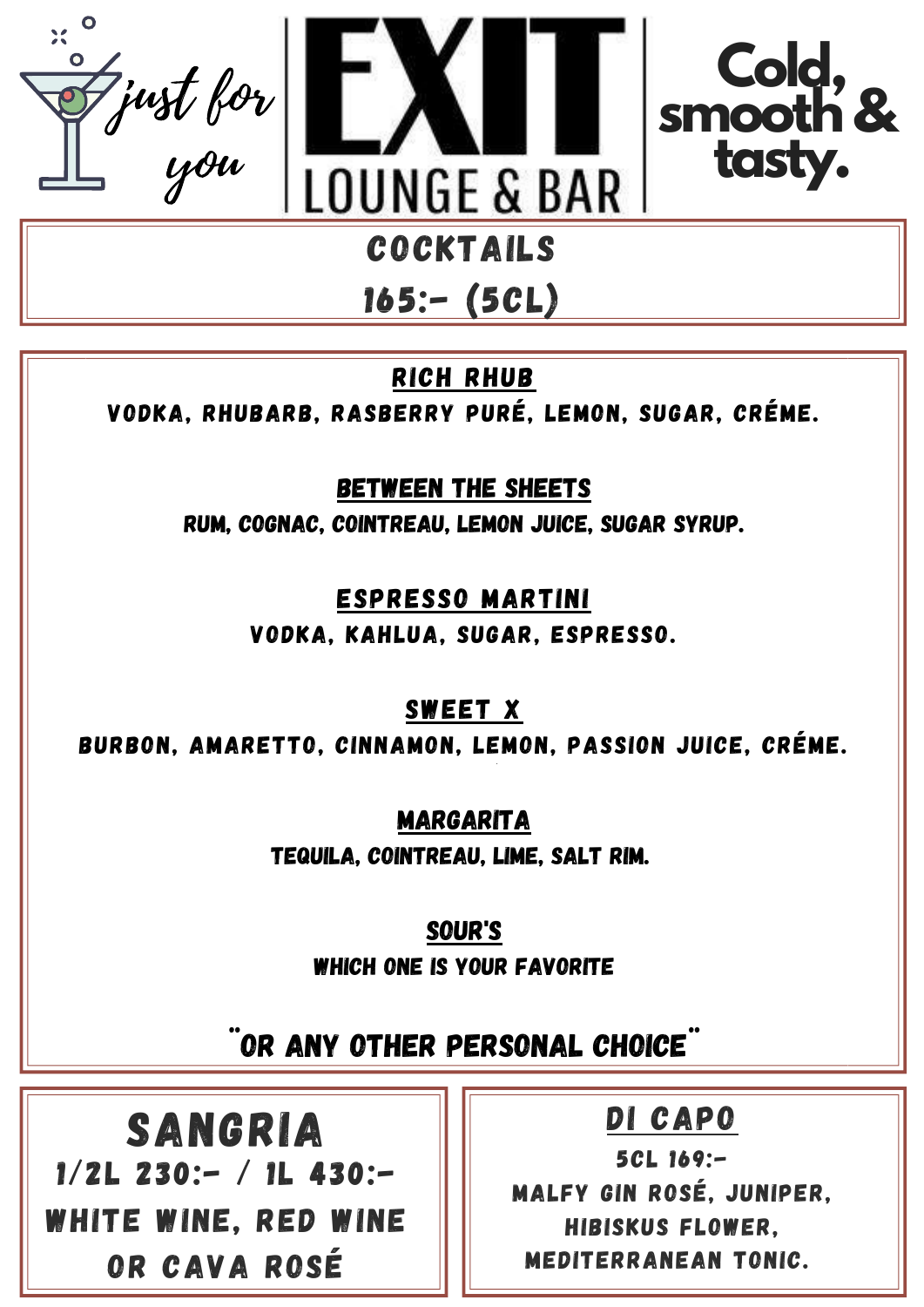just for you

# EXIT
## LOUNGE & BAR

Cold, smooth & tasty.

## COCKTAILS
## 165:- (5CL)

**RICH RHUB**
VODKA, RHUBARB, RASBERRY PURÉ, LEMON, SUGAR, CRÉME.

**BETWEEN THE SHEETS**
RUM, COGNAC, COINTREAU, LEMON JUICE, SUGAR SYRUP.

**ESPRESSO MARTINI**
VODKA, KAHLUA, SUGAR, ESPRESSO.

**SWEET X**
BURBON, AMARETTO, CINNAMON, LEMON, PASSION JUICE, CRÉME.

**MARGARITA**
TEQUILA, COINTREAU, LIME, SALT RIM.

**SOUR'S**
WHICH ONE IS YOUR FAVORITE

¨OR ANY OTHER PERSONAL CHOICE¨

## SANGRIA
1/2L 230:- / 1L 430:-
WHITE WINE, RED WINE OR CAVA ROSÉ

## DI CAPO
5CL 169:-
MALFY GIN ROSÉ, JUNIPER, HIBISKUS FLOWER, MEDITERRANEAN TONIC.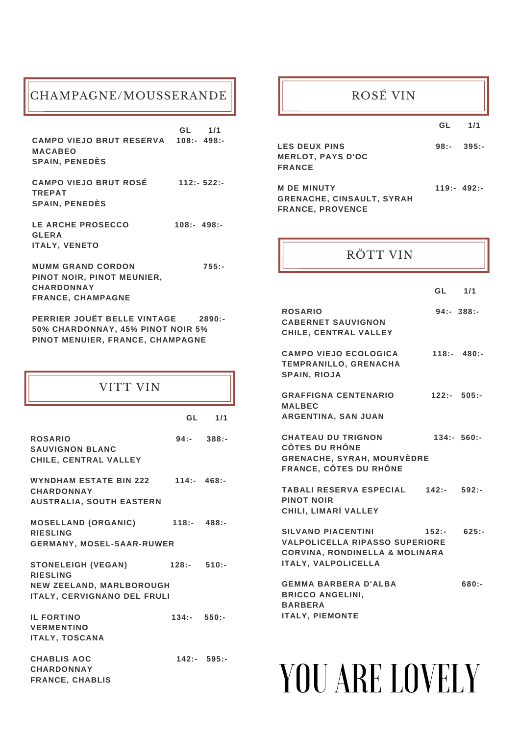## CHAMPAGNE/MOUSSERANDE

| | GL | 1/1 |
|---|---|---|
| **CAMPO VIEJO BRUT RESERVA**<br>MACABEO<br>SPAIN, PENEDÈS | 108:- | 498:- |
| **CAMPO VIEJO BRUT ROSÉ**<br>TREPAT<br>SPAIN, PENEDÈS | 112:- | 522:- |
| **LE ARCHE PROSECCO**<br>GLERA<br>ITALY, VENETO | 108:- | 498:- |
| **MUMM GRAND CORDON**<br>PINOT NOIR, PINOT MEUNIER, CHARDONNAY<br>FRANCE, CHAMPAGNE | | 755:- |
| **PERRIER JOUËT BELLE VINTAGE**<br>50% CHARDONNAY, 45% PINOT NOIR 5% PINOT MENUIER, FRANCE, CHAMPAGNE | | 2890:- |

## VITT VIN

| | GL | 1/1 |
|---|---|---|
| **ROSARIO**<br>SAUVIGNON BLANC<br>CHILE, CENTRAL VALLEY | 94:- | 388:- |
| **WYNDHAM ESTATE BIN 222**<br>CHARDONNAY<br>AUSTRALIA, SOUTH EASTERN | 114:- | 468:- |
| **MOSELLAND (ORGANIC)**<br>RIESLING<br>GERMANY, MOSEL-SAAR-RUWER | 118:- | 488:- |
| **STONELEIGH (VEGAN)**<br>RIESLING<br>NEW ZEELAND, MARLBOROUGH<br>ITALY, CERVIGNANO DEL FRULI | 128:- | 510:- |
| **IL FORTINO**<br>VERMENTINO<br>ITALY, TOSCANA | 134:- | 550:- |
| **CHABLIS AOC**<br>CHARDONNAY<br>FRANCE, CHABLIS | 142:- | 595:- |

## ROSÉ VIN

| | GL | 1/1 |
|---|---|---|
| **LES DEUX PINS**<br>MERLOT, PAYS D'OC<br>FRANCE | 98:- | 395:- |
| **M DE MINUTY**<br>GRENACHE, CINSAULT, SYRAH<br>FRANCE, PROVENCE | 119:- | 492:- |

## RÖTT VIN

| | GL | 1/1 |
|---|---|---|
| **ROSARIO**<br>CABERNET SAUVIGNON<br>CHILE, CENTRAL VALLEY | 94:- | 388:- |
| **CAMPO VIEJO ECOLOGICA**<br>TEMPRANILLO, GRENACHA<br>SPAIN, RIOJA | 118:- | 480:- |
| **GRAFFIGNA CENTENARIO**<br>MALBEC<br>ARGENTINA, SAN JUAN | 122:- | 505:- |
| **CHATEAU DU TRIGNON**<br>CÔTES DU RHÔNE<br>GRENACHE, SYRAH, MOURVÈDRE<br>FRANCE, CÔTES DU RHÔNE | 134:- | 560:- |
| **TABALI RESERVA ESPECIAL**<br>PINOT NOIR<br>CHILI, LIMARÍ VALLEY | 142:- | 592:- |
| **SILVANO PIACENTINI**<br>VALPOLICELLA RIPASSO SUPERIORE<br>CORVINA, RONDINELLA & MOLINARA<br>ITALY, VALPOLICELLA | 152:- | 625:- |
| **GEMMA BARBERA D'ALBA**<br>BRICCO ANGELINI,<br>BARBERA<br>ITALY, PIEMONTE | | 680:- |

# YOU ARE LOVELY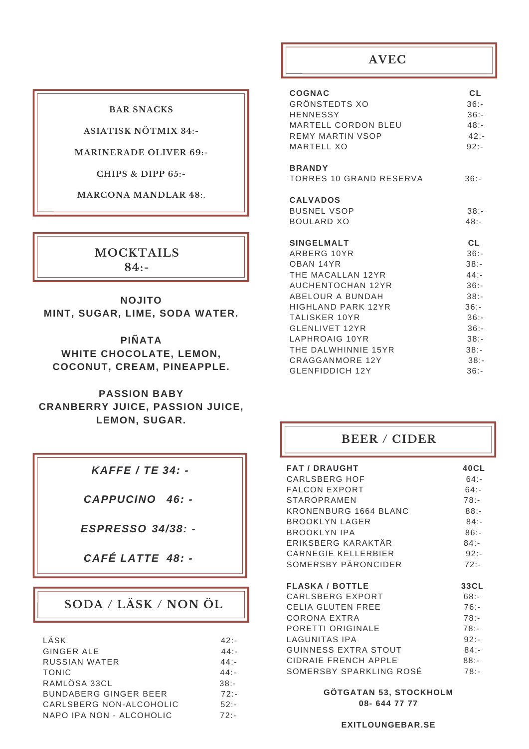## BAR SNACKS

ASIATISK NÖTMIX 34:-

MARINERADE OLIVER 69:-

CHIPS & DIPP 65:-

MARCONA MANDLAR 48:.

## MOCKTAILS
## 84:-

**NOJITO**
**MINT, SUGAR, LIME, SODA WATER.**

**PIÑATA**
**WHITE CHOCOLATE, LEMON, COCONUT, CREAM, PINEAPPLE.**

**PASSION BABY**
**CRANBERRY JUICE, PASSION JUICE, LEMON, SUGAR.**

***KAFFE / TE 34: -***

***CAPPUCINO 46: -***

***ESPRESSO 34/38: -***

***CAFÉ LATTE 48: -***

## SODA / LÄSK / NON ÖL

| | |
|---|---|
| LÄSK | 42:- |
| GINGER ALE | 44:- |
| RUSSIAN WATER | 44:- |
| TONIC | 44:- |
| RAMLÖSA 33CL | 38:- |
| BUNDABERG GINGER BEER | 72:- |
| CARLSBERG NON-ALCOHOLIC | 52:- |
| NAPO IPA NON - ALCOHOLIC | 72:- |

## AVEC

| **COGNAC** | **CL** |
|---|---|
| GRÖNSTEDTS XO | 36:- |
| HENNESSY | 36:- |
| MARTELL CORDON BLEU | 48:- |
| REMY MARTIN VSOP | 42:- |
| MARTELL XO | 92:- |
| **BRANDY** | |
| TORRES 10 GRAND RESERVA | 36:- |
| **CALVADOS** | |
| BUSNEL VSOP | 38:- |
| BOULARD XO | 48:- |
| **SINGELMALT** | **CL** |
| ARBERG 10YR | 36:- |
| OBAN 14YR | 38:- |
| THE MACALLAN 12YR | 44:- |
| AUCHENTOCHAN 12YR | 36:- |
| ABELOUR A BUNDAH | 38:- |
| HIGHLAND PARK 12YR | 36:- |
| TALISKER 10YR | 36:- |
| GLENLIVET 12YR | 36:- |
| LAPHROAIG 10YR | 38:- |
| THE DALWHINNIE 15YR | 38:- |
| CRAGGANMORE 12Y | 38:- |
| GLENFIDDICH 12Y | 36:- |

## BEER / CIDER

| **FAT / DRAUGHT** | **40CL** |
|---|---|
| CARLSBERG HOF | 64:- |
| FALCON EXPORT | 64:- |
| STAROPRAMEN | 78:- |
| KRONENBURG 1664 BLANC | 88:- |
| BROOKLYN LAGER | 84:- |
| BROOKLYN IPA | 86:- |
| ERIKSBERG KARAKTÄR | 84:- |
| CARNEGIE KELLERBIER | 92:- |
| SOMERSBY PÄRONCIDER | 72:- |
| **FLASKA / BOTTLE** | **33CL** |
| CARLSBERG EXPORT | 68:- |
| CELIA GLUTEN FREE | 76:- |
| CORONA EXTRA | 78:- |
| PORETTI ORIGINALE | 78:- |
| LAGUNITAS IPA | 92:- |
| GUINNESS EXTRA STOUT | 84:- |
| CIDRAIE FRENCH APPLE | 88:- |
| SOMERSBY SPARKLING ROSÉ | 78:- |

**GÖTGATAN 53, STOCKHOLM**
**08- 644 77 77**

**EXITLOUNGEBAR.SE**